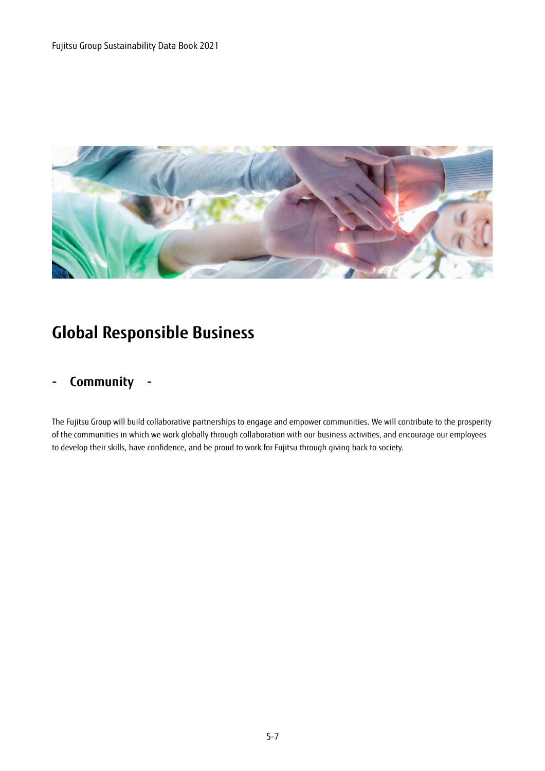# Global Responsible Business

## - Community -

The Fujitsu Group will build collaborative partnerships to engage and empower communities. We will contribute to the prosperity of the communities in which we work globally through collaboration with our business activities, and encourage our employees to develop their skills, have confidence, and be proud to work for Fujitsu through giving back to society.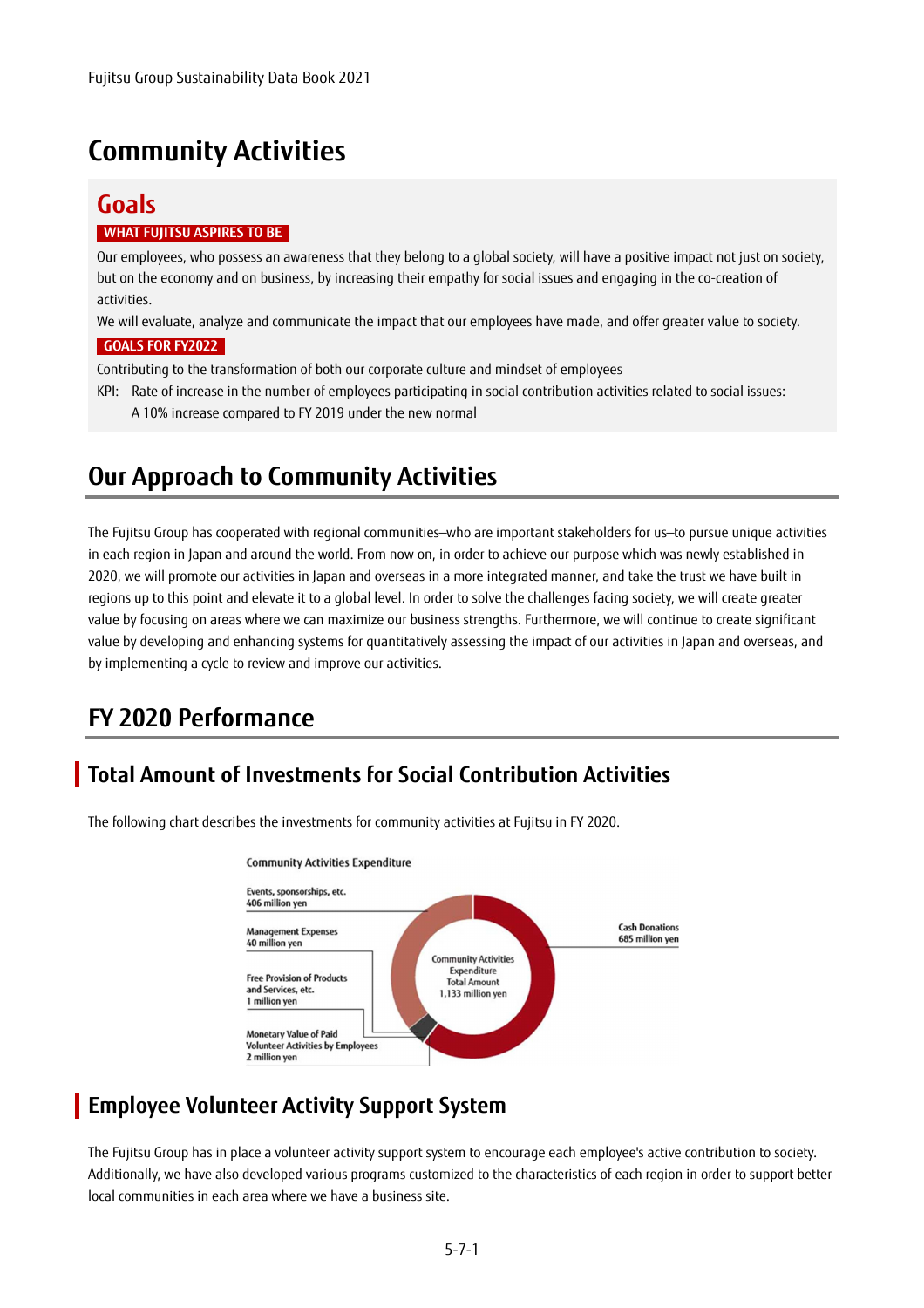# Community Activities

## Goals

**WHAT FUJITSU ASPIRES TO BE**

Our employees, who possess an awareness that they belong to a global society, will have a positive impact not just on society, but on the economy and on business, by increasing their empathy for social issues and engaging in the co-creation of activities.

We will evaluate, analyze and communicate the impact that our employees have made, and offer greater value to society.

**GOALS FOR FY2022**

Contributing to the transformation of both our corporate culture and mindset of employees

KPI: Rate of increase in the number of employees participating in social contribution activities related to social issues: A 10% increase compared to FY 2019 under the new normal

## Our Approach to Community Activities

The Fujitsu Group has cooperated with regional communities–who are important stakeholders for us–to pursue unique activities in each region in Japan and around the world. From now on, in order to achieve our purpose which was newly established in 2020, we will promote our activities in Japan and overseas in a more integrated manner, and take the trust we have built in regions up to this point and elevate it to a global level. In order to solve the challenges facing society, we will create greater value by focusing on areas where we can maximize our business strengths. Furthermore, we will continue to create significant value by developing and enhancing systems for quantitatively assessing the impact of our activities in Japan and overseas, and by implementing a cycle to review and improve our activities.

## FY 2020 Performance

### Total Amount of Investments for Social Contribution Activities

The following chart describes the investments for community activities at Fujitsu in FY 2020.

Community Activities Expenditure

| Item | Amount |
|---|---|
| Cash Donations | 685 million yen |
| Events, sponsorships, etc. | 406 million yen |
| Management Expenses | 40 million yen |
| Free Provision of Products and Services, etc. | 1 million yen |
| Monetary Value of Paid Volunteer Activities by Employees | 2 million yen |
| Community Activities Expenditure Total Amount | 1,133 million yen |

### Employee Volunteer Activity Support System

The Fujitsu Group has in place a volunteer activity support system to encourage each employee's active contribution to society. Additionally, we have also developed various programs customized to the characteristics of each region in order to support better local communities in each area where we have a business site.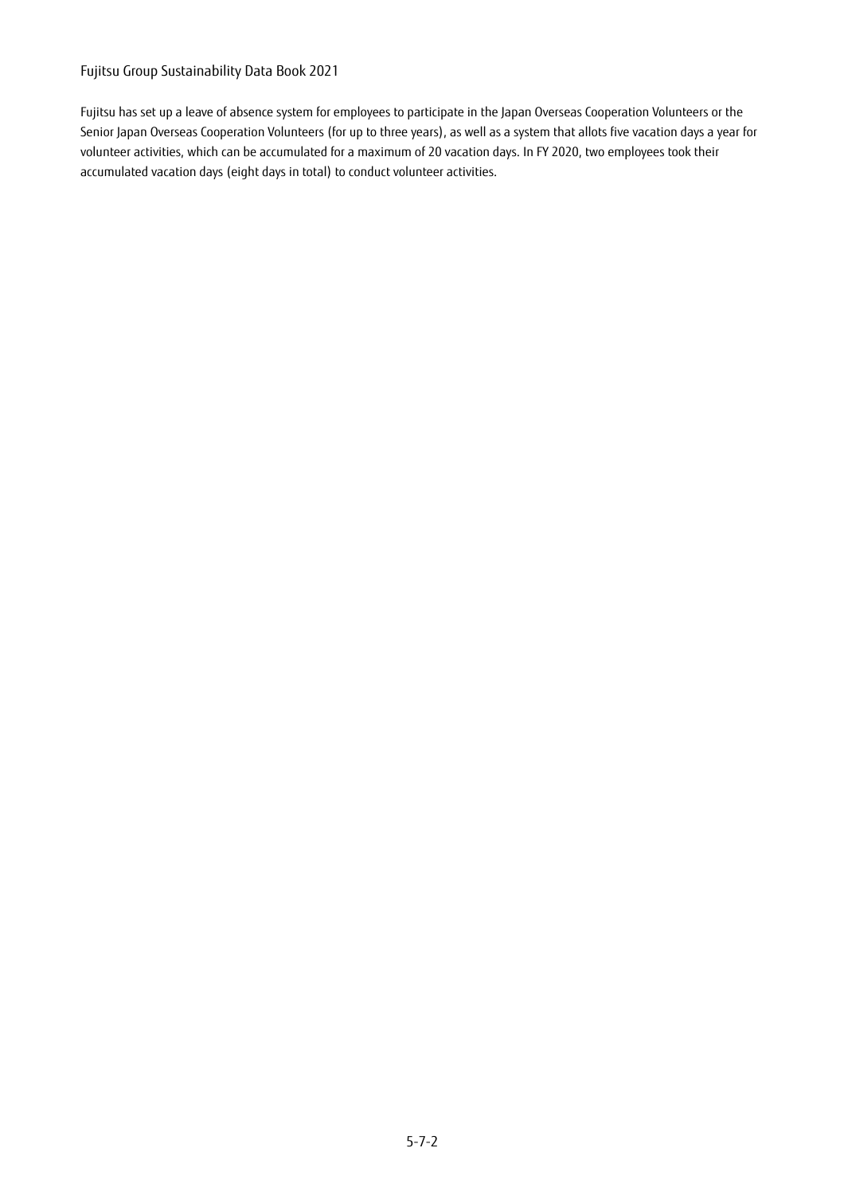Fujitsu has set up a leave of absence system for employees to participate in the Japan Overseas Cooperation Volunteers or the Senior Japan Overseas Cooperation Volunteers (for up to three years), as well as a system that allots five vacation days a year for volunteer activities, which can be accumulated for a maximum of 20 vacation days. In FY 2020, two employees took their accumulated vacation days (eight days in total) to conduct volunteer activities.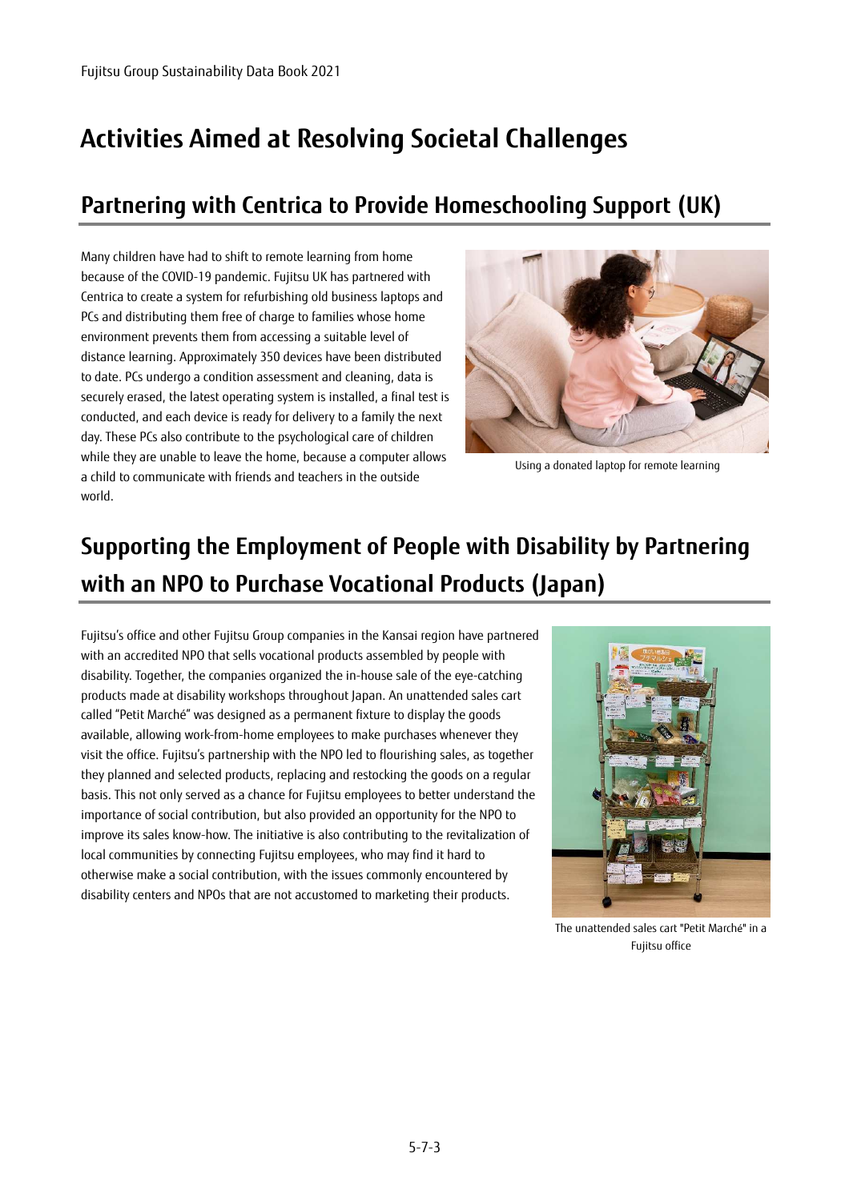# Activities Aimed at Resolving Societal Challenges

## Partnering with Centrica to Provide Homeschooling Support (UK)

Many children have had to shift to remote learning from home because of the COVID-19 pandemic. Fujitsu UK has partnered with Centrica to create a system for refurbishing old business laptops and PCs and distributing them free of charge to families whose home environment prevents them from accessing a suitable level of distance learning. Approximately 350 devices have been distributed to date. PCs undergo a condition assessment and cleaning, data is securely erased, the latest operating system is installed, a final test is conducted, and each device is ready for delivery to a family the next day. These PCs also contribute to the psychological care of children while they are unable to leave the home, because a computer allows a child to communicate with friends and teachers in the outside world.

Using a donated laptop for remote learning

## Supporting the Employment of People with Disability by Partnering with an NPO to Purchase Vocational Products (Japan)

Fujitsu's office and other Fujitsu Group companies in the Kansai region have partnered with an accredited NPO that sells vocational products assembled by people with disability. Together, the companies organized the in-house sale of the eye-catching products made at disability workshops throughout Japan. An unattended sales cart called "Petit Marché" was designed as a permanent fixture to display the goods available, allowing work-from-home employees to make purchases whenever they visit the office. Fujitsu's partnership with the NPO led to flourishing sales, as together they planned and selected products, replacing and restocking the goods on a regular basis. This not only served as a chance for Fujitsu employees to better understand the importance of social contribution, but also provided an opportunity for the NPO to improve its sales know-how. The initiative is also contributing to the revitalization of local communities by connecting Fujitsu employees, who may find it hard to otherwise make a social contribution, with the issues commonly encountered by disability centers and NPOs that are not accustomed to marketing their products.

The unattended sales cart "Petit Marché" in a Fujitsu office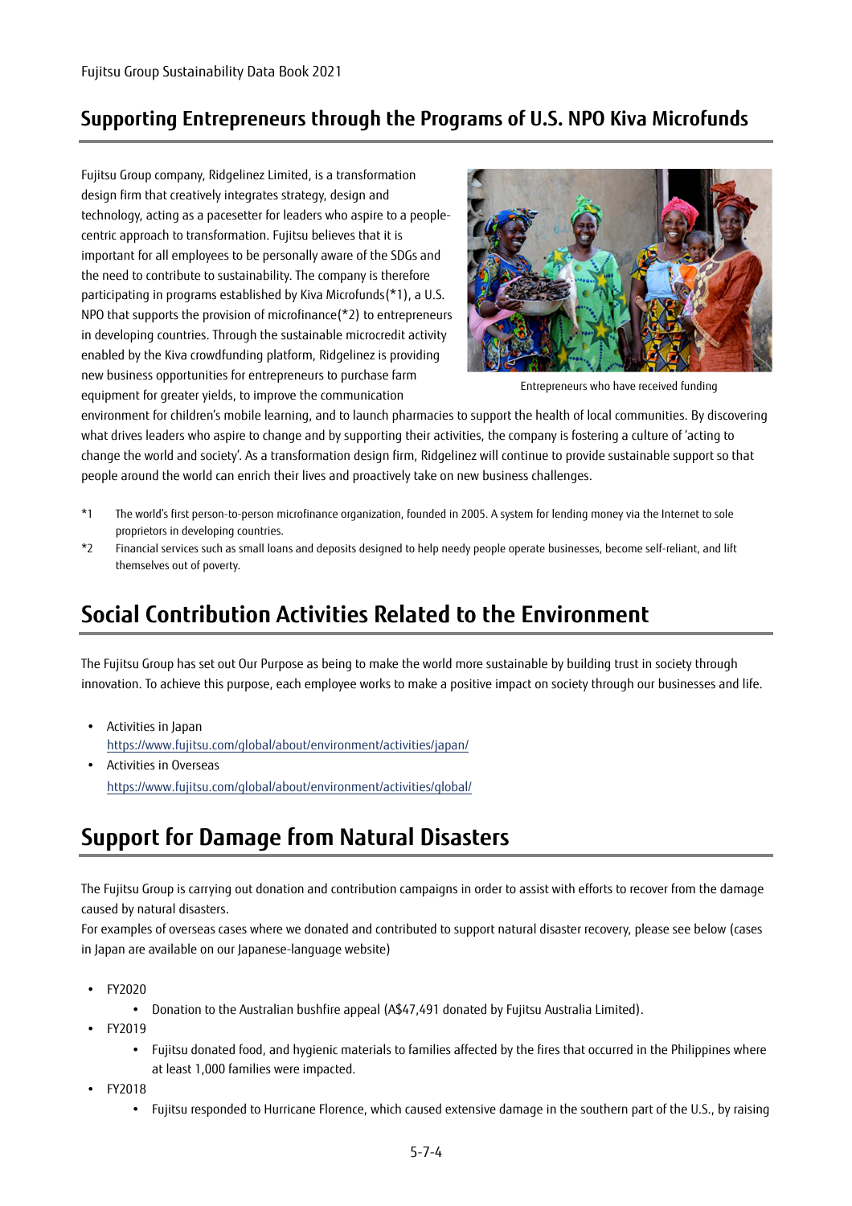## Supporting Entrepreneurs through the Programs of U.S. NPO Kiva Microfunds

Fujitsu Group company, Ridgelinez Limited, is a transformation design firm that creatively integrates strategy, design and technology, acting as a pacesetter for leaders who aspire to a people-centric approach to transformation. Fujitsu believes that it is important for all employees to be personally aware of the SDGs and the need to contribute to sustainability. The company is therefore participating in programs established by Kiva Microfunds(*1), a U.S. NPO that supports the provision of microfinance(*2) to entrepreneurs in developing countries. Through the sustainable microcredit activity enabled by the Kiva crowdfunding platform, Ridgelinez is providing new business opportunities for entrepreneurs to purchase farm equipment for greater yields, to improve the communication environment for children's mobile learning, and to launch pharmacies to support the health of local communities. By discovering what drives leaders who aspire to change and by supporting their activities, the company is fostering a culture of 'acting to change the world and society'. As a transformation design firm, Ridgelinez will continue to provide sustainable support so that people around the world can enrich their lives and proactively take on new business challenges.

Entrepreneurs who have received funding

*1 The world's first person-to-person microfinance organization, founded in 2005. A system for lending money via the Internet to sole proprietors in developing countries.

*2 Financial services such as small loans and deposits designed to help needy people operate businesses, become self-reliant, and lift themselves out of poverty.

# Social Contribution Activities Related to the Environment

The Fujitsu Group has set out Our Purpose as being to make the world more sustainable by building trust in society through innovation. To achieve this purpose, each employee works to make a positive impact on society through our businesses and life.

- Activities in Japan
  https://www.fujitsu.com/global/about/environment/activities/japan/
- Activities in Overseas
  https://www.fujitsu.com/global/about/environment/activities/global/

# Support for Damage from Natural Disasters

The Fujitsu Group is carrying out donation and contribution campaigns in order to assist with efforts to recover from the damage caused by natural disasters.
For examples of overseas cases where we donated and contributed to support natural disaster recovery, please see below (cases in Japan are available on our Japanese-language website)

- FY2020
  - Donation to the Australian bushfire appeal (A$47,491 donated by Fujitsu Australia Limited).
- FY2019
  - Fujitsu donated food, and hygienic materials to families affected by the fires that occurred in the Philippines where at least 1,000 families were impacted.
- FY2018
  - Fujitsu responded to Hurricane Florence, which caused extensive damage in the southern part of the U.S., by raising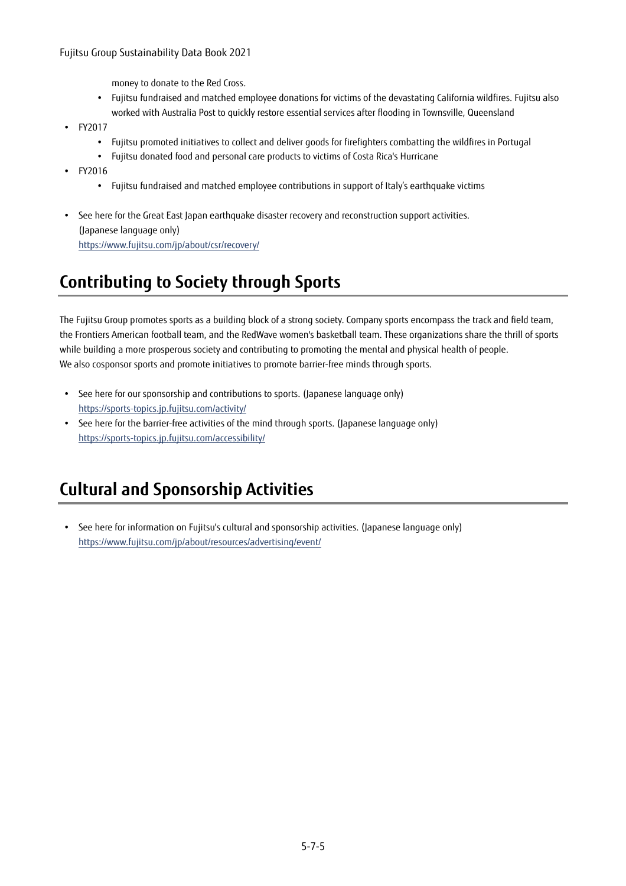money to donate to the Red Cross.

- Fujitsu fundraised and matched employee donations for victims of the devastating California wildfires. Fujitsu also worked with Australia Post to quickly restore essential services after flooding in Townsville, Queensland

- FY2017
    - Fujitsu promoted initiatives to collect and deliver goods for firefighters combatting the wildfires in Portugal
    - Fujitsu donated food and personal care products to victims of Costa Rica's Hurricane
- FY2016
    - Fujitsu fundraised and matched employee contributions in support of Italy's earthquake victims

- See here for the Great East Japan earthquake disaster recovery and reconstruction support activities. (Japanese language only)
  https://www.fujitsu.com/jp/about/csr/recovery/

## Contributing to Society through Sports

The Fujitsu Group promotes sports as a building block of a strong society. Company sports encompass the track and field team, the Frontiers American football team, and the RedWave women's basketball team. These organizations share the thrill of sports while building a more prosperous society and contributing to promoting the mental and physical health of people.
We also cosponsor sports and promote initiatives to promote barrier-free minds through sports.

- See here for our sponsorship and contributions to sports. (Japanese language only)
  https://sports-topics.jp.fujitsu.com/activity/
- See here for the barrier-free activities of the mind through sports. (Japanese language only)
  https://sports-topics.jp.fujitsu.com/accessibility/

## Cultural and Sponsorship Activities

- See here for information on Fujitsu's cultural and sponsorship activities. (Japanese language only)
  https://www.fujitsu.com/jp/about/resources/advertising/event/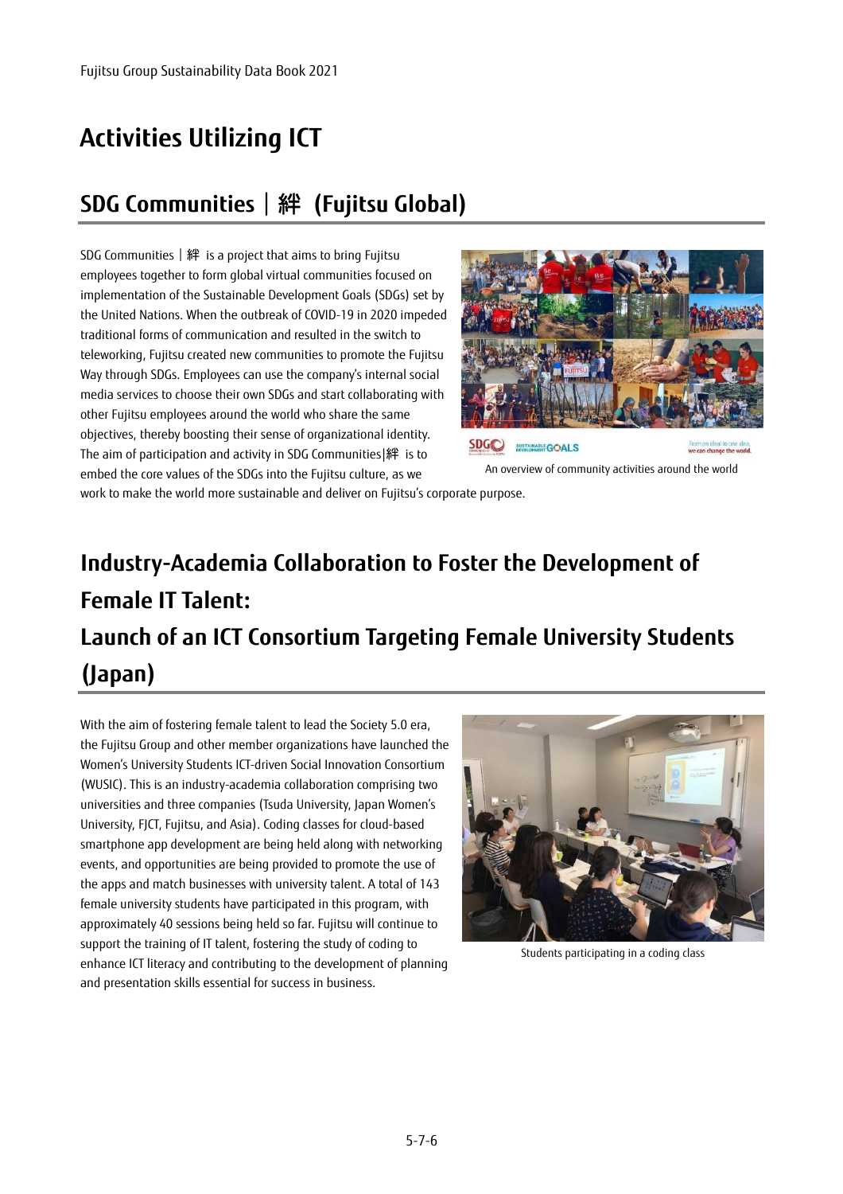# Activities Utilizing ICT

## SDG Communities｜絆 (Fujitsu Global)

SDG Communities｜絆 is a project that aims to bring Fujitsu employees together to form global virtual communities focused on implementation of the Sustainable Development Goals (SDGs) set by the United Nations. When the outbreak of COVID-19 in 2020 impeded traditional forms of communication and resulted in the switch to teleworking, Fujitsu created new communities to promote the Fujitsu Way through SDGs. Employees can use the company's internal social media services to choose their own SDGs and start collaborating with other Fujitsu employees around the world who share the same objectives, thereby boosting their sense of organizational identity. The aim of participation and activity in SDG Communities|絆 is to embed the core values of the SDGs into the Fujitsu culture, as we work to make the world more sustainable and deliver on Fujitsu's corporate purpose.

An overview of community activities around the world

## Industry-Academia Collaboration to Foster the Development of Female IT Talent: Launch of an ICT Consortium Targeting Female University Students (Japan)

With the aim of fostering female talent to lead the Society 5.0 era, the Fujitsu Group and other member organizations have launched the Women's University Students ICT-driven Social Innovation Consortium (WUSIC). This is an industry-academia collaboration comprising two universities and three companies (Tsuda University, Japan Women's University, FJCT, Fujitsu, and Asia). Coding classes for cloud-based smartphone app development are being held along with networking events, and opportunities are being provided to promote the use of the apps and match businesses with university talent. A total of 143 female university students have participated in this program, with approximately 40 sessions being held so far. Fujitsu will continue to support the training of IT talent, fostering the study of coding to enhance ICT literacy and contributing to the development of planning and presentation skills essential for success in business.

Students participating in a coding class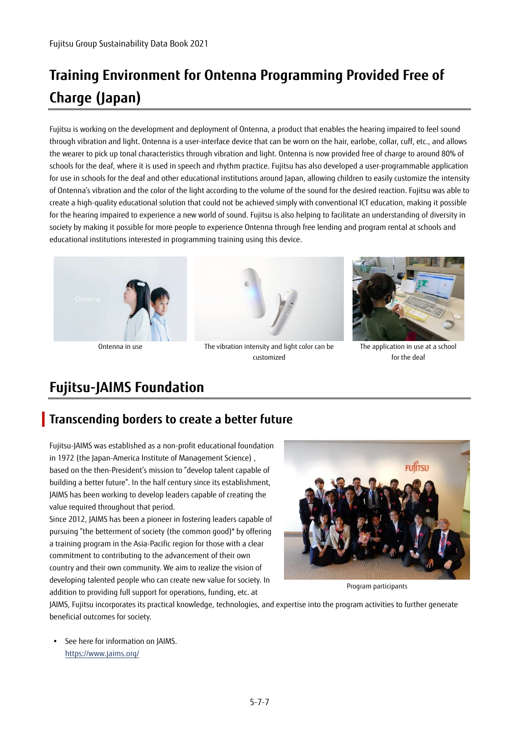# Training Environment for Ontenna Programming Provided Free of Charge (Japan)

Fujitsu is working on the development and deployment of Ontenna, a product that enables the hearing impaired to feel sound through vibration and light. Ontenna is a user-interface device that can be worn on the hair, earlobe, collar, cuff, etc., and allows the wearer to pick up tonal characteristics through vibration and light. Ontenna is now provided free of charge to around 80% of schools for the deaf, where it is used in speech and rhythm practice. Fujitsu has also developed a user-programmable application for use in schools for the deaf and other educational institutions around Japan, allowing children to easily customize the intensity of Ontenna's vibration and the color of the light according to the volume of the sound for the desired reaction. Fujitsu was able to create a high-quality educational solution that could not be achieved simply with conventional ICT education, making it possible for the hearing impaired to experience a new world of sound. Fujitsu is also helping to facilitate an understanding of diversity in society by making it possible for more people to experience Ontenna through free lending and program rental at schools and educational institutions interested in programming training using this device.

Ontenna in use

The vibration intensity and light color can be customized

The application in use at a school for the deaf

# Fujitsu-JAIMS Foundation

## Transcending borders to create a better future

Fujitsu-JAIMS was established as a non-profit educational foundation in 1972 (the Japan-America Institute of Management Science) , based on the then-President's mission to "develop talent capable of building a better future". In the half century since its establishment, JAIMS has been working to develop leaders capable of creating the value required throughout that period.

Since 2012, JAIMS has been a pioneer in fostering leaders capable of pursuing "the betterment of society (the common good)" by offering a training program in the Asia-Pacific region for those with a clear commitment to contributing to the advancement of their own country and their own community. We aim to realize the vision of developing talented people who can create new value for society. In addition to providing full support for operations, funding, etc. at JAIMS, Fujitsu incorporates its practical knowledge, technologies, and expertise into the program activities to further generate beneficial outcomes for society.

Program participants

- See here for information on JAIMS.  
  https://www.jaims.org/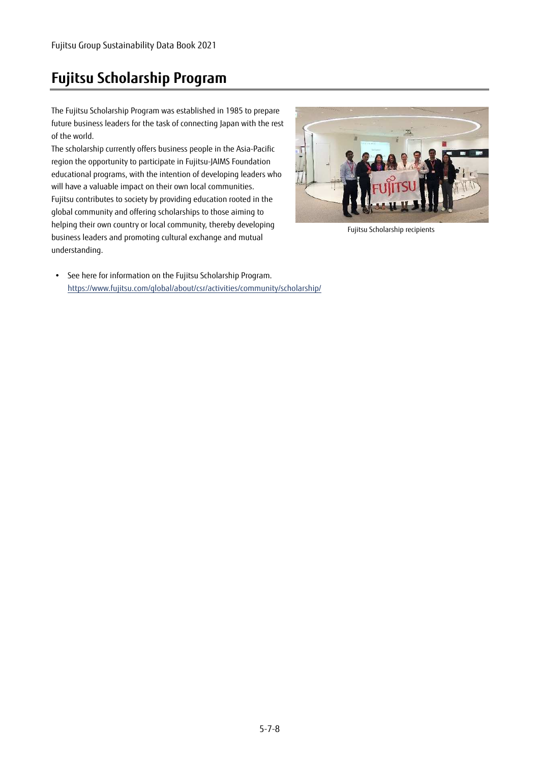# Fujitsu Scholarship Program

The Fujitsu Scholarship Program was established in 1985 to prepare future business leaders for the task of connecting Japan with the rest of the world.

The scholarship currently offers business people in the Asia-Pacific region the opportunity to participate in Fujitsu-JAIMS Foundation educational programs, with the intention of developing leaders who will have a valuable impact on their own local communities.

Fujitsu contributes to society by providing education rooted in the global community and offering scholarships to those aiming to helping their own country or local community, thereby developing business leaders and promoting cultural exchange and mutual understanding.

Fujitsu Scholarship recipients

- See here for information on the Fujitsu Scholarship Program.
  https://www.fujitsu.com/global/about/csr/activities/community/scholarship/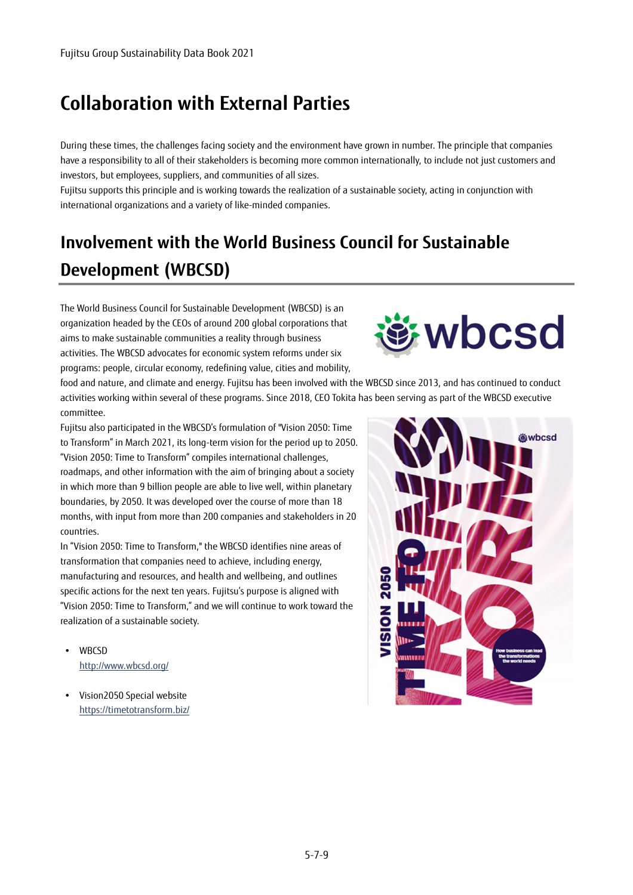# Collaboration with External Parties

During these times, the challenges facing society and the environment have grown in number. The principle that companies have a responsibility to all of their stakeholders is becoming more common internationally, to include not just customers and investors, but employees, suppliers, and communities of all sizes.
Fujitsu supports this principle and is working towards the realization of a sustainable society, acting in conjunction with international organizations and a variety of like-minded companies.

## Involvement with the World Business Council for Sustainable Development (WBCSD)

The World Business Council for Sustainable Development (WBCSD) is an organization headed by the CEOs of around 200 global corporations that aims to make sustainable communities a reality through business activities. The WBCSD advocates for economic system reforms under six programs: people, circular economy, redefining value, cities and mobility, food and nature, and climate and energy. Fujitsu has been involved with the WBCSD since 2013, and has continued to conduct activities working within several of these programs. Since 2018, CEO Tokita has been serving as part of the WBCSD executive committee.

Fujitsu also participated in the WBCSD's formulation of "Vision 2050: Time to Transform" in March 2021, its long-term vision for the period up to 2050. "Vision 2050: Time to Transform" compiles international challenges, roadmaps, and other information with the aim of bringing about a society in which more than 9 billion people are able to live well, within planetary boundaries, by 2050. It was developed over the course of more than 18 months, with input from more than 200 companies and stakeholders in 20 countries.

In "Vision 2050: Time to Transform," the WBCSD identifies nine areas of transformation that companies need to achieve, including energy, manufacturing and resources, and health and wellbeing, and outlines specific actions for the next ten years. Fujitsu's purpose is aligned with "Vision 2050: Time to Transform," and we will continue to work toward the realization of a sustainable society.

- WBCSD
  http://www.wbcsd.org/
- Vision2050 Special website
  https://timetotransform.biz/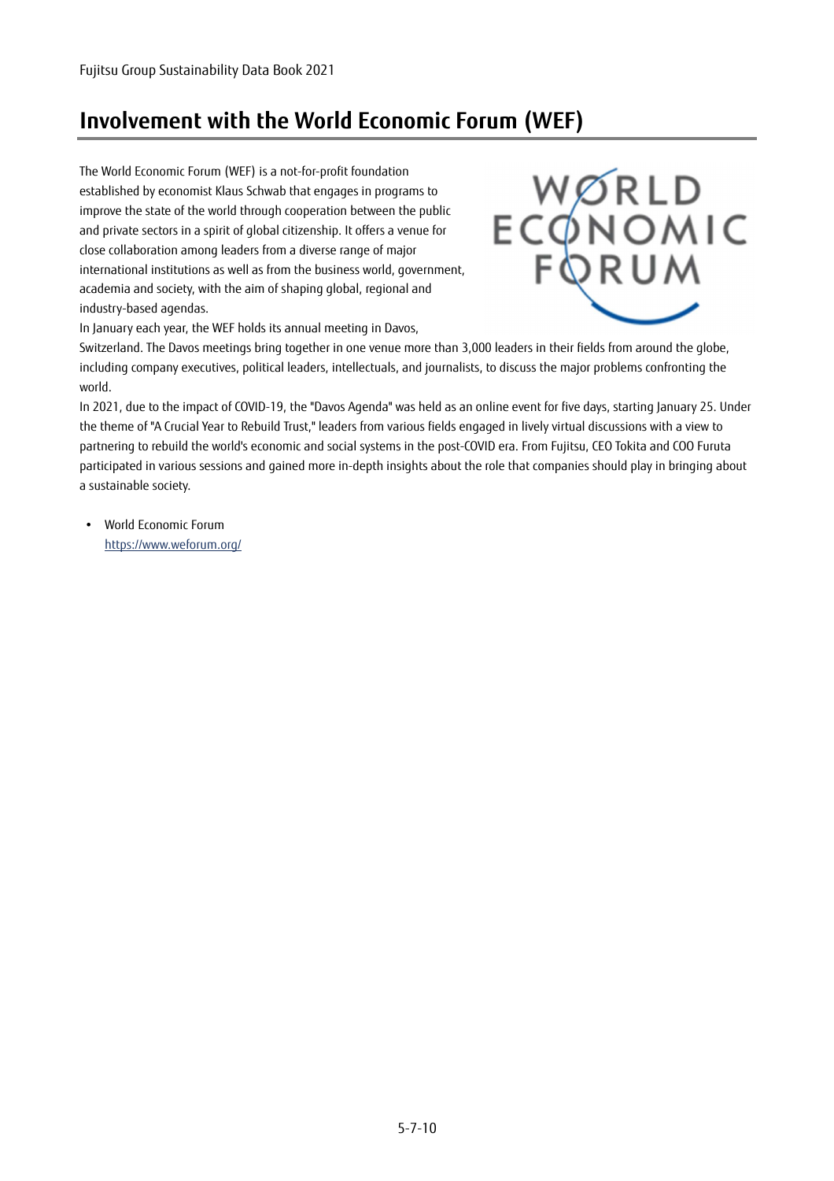# Involvement with the World Economic Forum (WEF)

The World Economic Forum (WEF) is a not-for-profit foundation established by economist Klaus Schwab that engages in programs to improve the state of the world through cooperation between the public and private sectors in a spirit of global citizenship. It offers a venue for close collaboration among leaders from a diverse range of major international institutions as well as from the business world, government, academia and society, with the aim of shaping global, regional and industry-based agendas.

In January each year, the WEF holds its annual meeting in Davos, Switzerland. The Davos meetings bring together in one venue more than 3,000 leaders in their fields from around the globe, including company executives, political leaders, intellectuals, and journalists, to discuss the major problems confronting the world.

In 2021, due to the impact of COVID-19, the "Davos Agenda" was held as an online event for five days, starting January 25. Under the theme of "A Crucial Year to Rebuild Trust," leaders from various fields engaged in lively virtual discussions with a view to partnering to rebuild the world's economic and social systems in the post-COVID era. From Fujitsu, CEO Tokita and COO Furuta participated in various sessions and gained more in-depth insights about the role that companies should play in bringing about a sustainable society.

- World Economic Forum
  https://www.weforum.org/